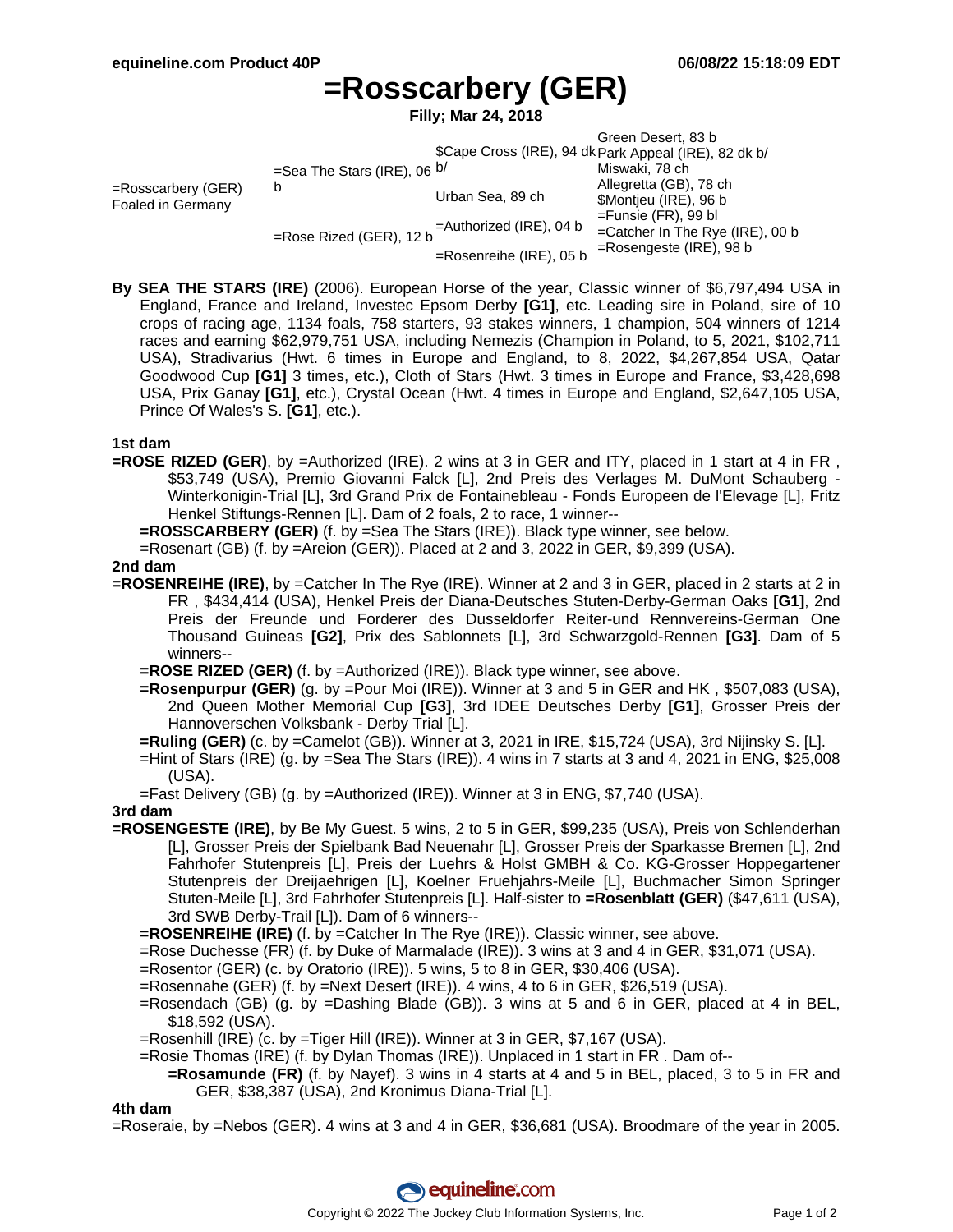# =Rosscarbery (GER)

**Filly; Mar 24, 2018**

| | | | |
|---|---|---|---|
| =Rosscarbery (GER) Foaled in Germany | =Sea The Stars (IRE), 06 b | $Cape Cross (IRE), 94 dk b/ | Green Desert, 83 b |
| | | | Park Appeal (IRE), 82 dk b/ |
| | | Urban Sea, 89 ch | Miswaki, 78 ch |
| | | | Allegretta (GB), 78 ch |
| | =Rose Rized (GER), 12 b | =Authorized (IRE), 04 b | $Montjeu (IRE), 96 b |
| | | | =Funsie (FR), 99 bl |
| | | =Rosenreihe (IRE), 05 b | =Catcher In The Rye (IRE), 00 b |
| | | | =Rosengeste (IRE), 98 b |

**By SEA THE STARS (IRE)** (2006). European Horse of the year, Classic winner of $6,797,494 USA in England, France and Ireland, Investec Epsom Derby **[G1]**, etc. Leading sire in Poland, sire of 10 crops of racing age, 1134 foals, 758 starters, 93 stakes winners, 1 champion, 504 winners of 1214 races and earning $62,979,751 USA, including Nemezis (Champion in Poland, to 5, 2021, $102,711 USA), Stradivarius (Hwt. 6 times in Europe and England, to 8, 2022, $4,267,854 USA, Qatar Goodwood Cup **[G1]** 3 times, etc.), Cloth of Stars (Hwt. 3 times in Europe and France, $3,428,698 USA, Prix Ganay **[G1]**, etc.), Crystal Ocean (Hwt. 4 times in Europe and England, $2,647,105 USA, Prince Of Wales's S. **[G1]**, etc.).

### 1st dam

**=ROSE RIZED (GER)**, by =Authorized (IRE). 2 wins at 3 in GER and ITY, placed in 1 start at 4 in FR , $53,749 (USA), Premio Giovanni Falck [L], 2nd Preis des Verlages M. DuMont Schauberg - Winterkonigin-Trial [L], 3rd Grand Prix de Fontainebleau - Fonds Europeen de l'Elevage [L], Fritz Henkel Stiftungs-Rennen [L]. Dam of 2 foals, 2 to race, 1 winner--

- **=ROSSCARBERY (GER)** (f. by =Sea The Stars (IRE)). Black type winner, see below.
- =Rosenart (GB) (f. by =Areion (GER)). Placed at 2 and 3, 2022 in GER, $9,399 (USA).

### 2nd dam

**=ROSENREIHE (IRE)**, by =Catcher In The Rye (IRE). Winner at 2 and 3 in GER, placed in 2 starts at 2 in FR , $434,414 (USA), Henkel Preis der Diana-Deutsches Stuten-Derby-German Oaks **[G1]**, 2nd Preis der Freunde und Forderer des Dusseldorfer Reiter-und Rennvereins-German One Thousand Guineas **[G2]**, Prix des Sablonnets [L], 3rd Schwarzgold-Rennen **[G3]**. Dam of 5 winners--

- **=ROSE RIZED (GER)** (f. by =Authorized (IRE)). Black type winner, see above.
- **=Rosenpurpur (GER)** (g. by =Pour Moi (IRE)). Winner at 3 and 5 in GER and HK , $507,083 (USA), 2nd Queen Mother Memorial Cup **[G3]**, 3rd IDEE Deutsches Derby **[G1]**, Grosser Preis der Hannoverschen Volksbank - Derby Trial [L].
- **=Ruling (GER)** (c. by =Camelot (GB)). Winner at 3, 2021 in IRE, $15,724 (USA), 3rd Nijinsky S. [L].
- =Hint of Stars (IRE) (g. by =Sea The Stars (IRE)). 4 wins in 7 starts at 3 and 4, 2021 in ENG, $25,008 (USA).
- =Fast Delivery (GB) (g. by =Authorized (IRE)). Winner at 3 in ENG, $7,740 (USA).

### 3rd dam

**=ROSENGESTE (IRE)**, by Be My Guest. 5 wins, 2 to 5 in GER, $99,235 (USA), Preis von Schlenderhan [L], Grosser Preis der Spielbank Bad Neuenahr [L], Grosser Preis der Sparkasse Bremen [L], 2nd Fahrhofer Stutenpreis [L], Preis der Luehrs & Holst GMBH & Co. KG-Grosser Hoppegartener Stutenpreis der Dreijaehrigen [L], Koelner Fruehjahrs-Meile [L], Buchmacher Simon Springer Stuten-Meile [L], 3rd Fahrhofer Stutenpreis [L]. Half-sister to **=Rosenblatt (GER)** ($47,611 (USA), 3rd SWB Derby-Trail [L]). Dam of 6 winners--

- **=ROSENREIHE (IRE)** (f. by =Catcher In The Rye (IRE)). Classic winner, see above.
- =Rose Duchesse (FR) (f. by Duke of Marmalade (IRE)). 3 wins at 3 and 4 in GER, $31,071 (USA).
- =Rosentor (GER) (c. by Oratorio (IRE)). 5 wins, 5 to 8 in GER, $30,406 (USA).
- =Rosennahe (GER) (f. by =Next Desert (IRE)). 4 wins, 4 to 6 in GER, $26,519 (USA).
- =Rosendach (GB) (g. by =Dashing Blade (GB)). 3 wins at 5 and 6 in GER, placed at 4 in BEL, $18,592 (USA).
- =Rosenhill (IRE) (c. by =Tiger Hill (IRE)). Winner at 3 in GER, $7,167 (USA).
- =Rosie Thomas (IRE) (f. by Dylan Thomas (IRE)). Unplaced in 1 start in FR . Dam of--
  - **=Rosamunde (FR)** (f. by Nayef). 3 wins in 4 starts at 4 and 5 in BEL, placed, 3 to 5 in FR and GER, $38,387 (USA), 2nd Kronimus Diana-Trial [L].

### 4th dam

=Roseraie, by =Nebos (GER). 4 wins at 3 and 4 in GER, $36,681 (USA). Broodmare of the year in 2005.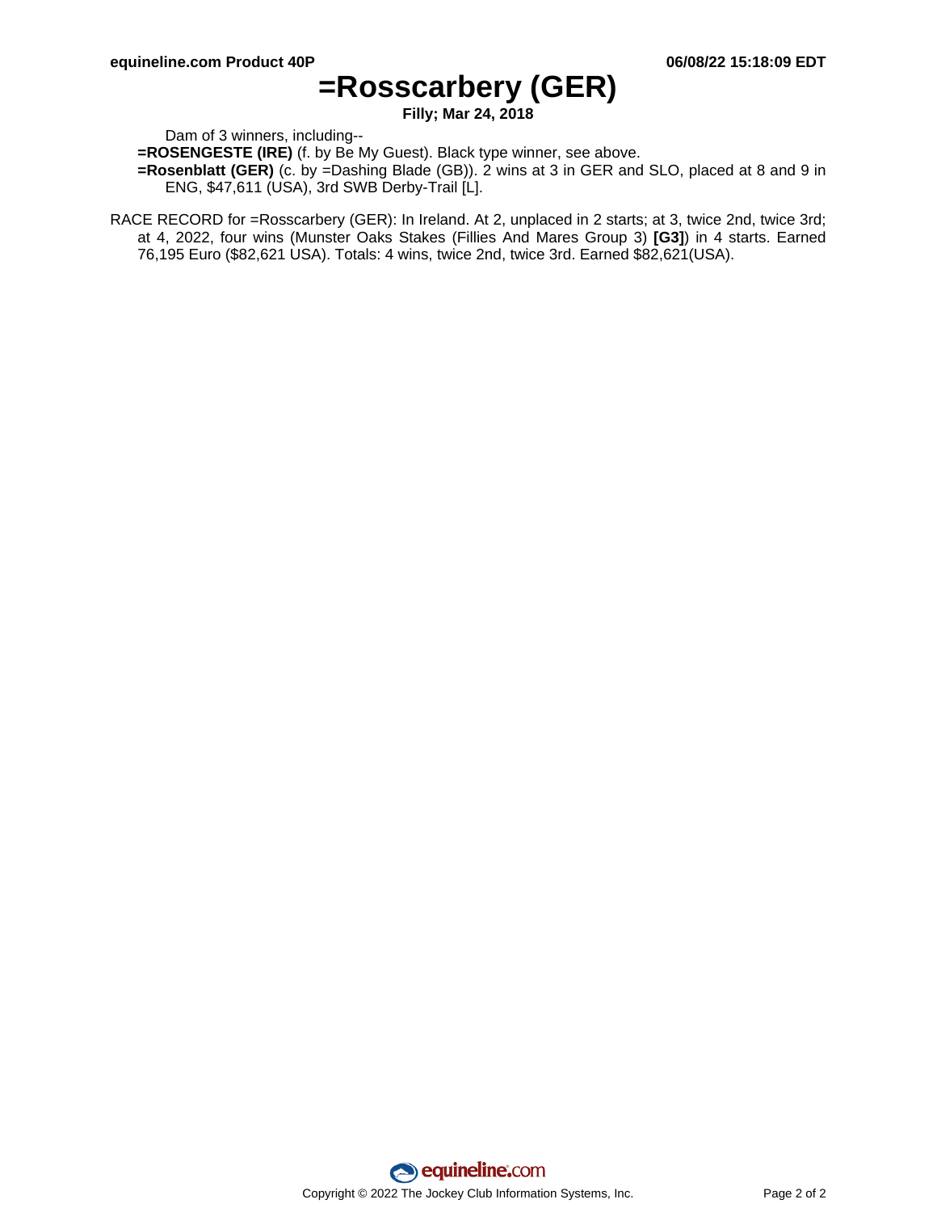# =Rosscarbery (GER)

**Filly; Mar 24, 2018**

Dam of 3 winners, including--

**=ROSENGESTE (IRE)** (f. by Be My Guest). Black type winner, see above.

**=Rosenblatt (GER)** (c. by =Dashing Blade (GB)). 2 wins at 3 in GER and SLO, placed at 8 and 9 in ENG, $47,611 (USA), 3rd SWB Derby-Trail [L].

RACE RECORD for =Rosscarbery (GER): In Ireland. At 2, unplaced in 2 starts; at 3, twice 2nd, twice 3rd; at 4, 2022, four wins (Munster Oaks Stakes (Fillies And Mares Group 3) **[G3]**) in 4 starts. Earned 76,195 Euro ($82,621 USA). Totals: 4 wins, twice 2nd, twice 3rd. Earned $82,621(USA).